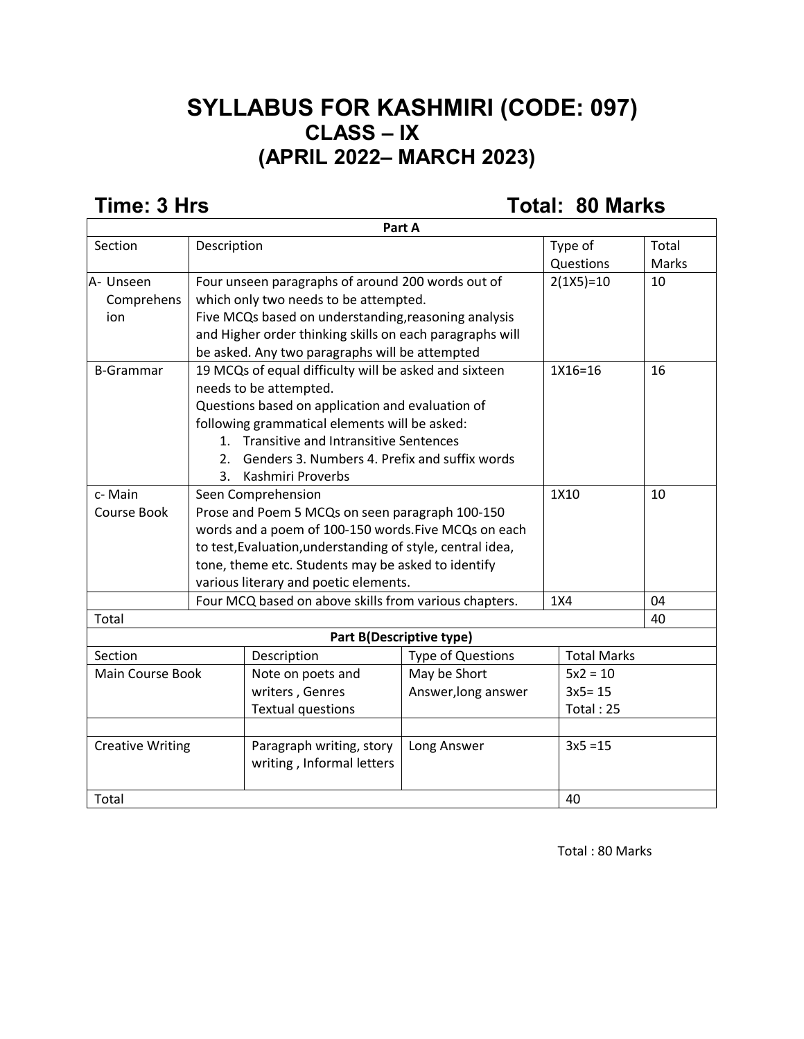# SYLLABUS FOR KASHMIRI (CODE: 097)
## CLASS – IX
## (APRIL 2022– MARCH 2023)

**Time: 3 Hrs** **Total: 80 Marks**

| Part A | | | |
|---|---|---|---|
| Section | Description | Type of Questions | Total Marks |
| A- Unseen Comprehension | Four unseen paragraphs of around 200 words out of which only two needs to be attempted. Five MCQs based on understanding,reasoning analysis and Higher order thinking skills on each paragraphs will be asked. Any two paragraphs will be attempted | 2(1X5)=10 | 10 |
| B-Grammar | 19 MCQs of equal difficulty will be asked and sixteen needs to be attempted. Questions based on application and evaluation of following grammatical elements will be asked: 1. Transitive and Intransitive Sentences 2. Genders 3. Numbers 4. Prefix and suffix words 3. Kashmiri Proverbs | 1X16=16 | 16 |
| c- Main Course Book | Seen Comprehension Prose and Poem 5 MCQs on seen paragraph 100-150 words and a poem of 100-150 words.Five MCQs on each to test,Evaluation,understanding of style, central idea, tone, theme etc. Students may be asked to identify various literary and poetic elements. | 1X10 | 10 |
| | Four MCQ based on above skills from various chapters. | 1X4 | 04 |
| Total | | | 40 |

| Part B(Descriptive type) | | | |
|---|---|---|---|
| Section | Description | Type of Questions | Total Marks |
| Main Course Book | Note on poets and writers , Genres Textual questions | May be Short Answer,long answer | 5x2 = 10<br>3x5= 15<br>Total : 25 |
| | | | |
| Creative Writing | Paragraph writing, story writing , Informal letters | Long Answer | 3x5 =15 |
| Total | | | 40 |

Total : 80 Marks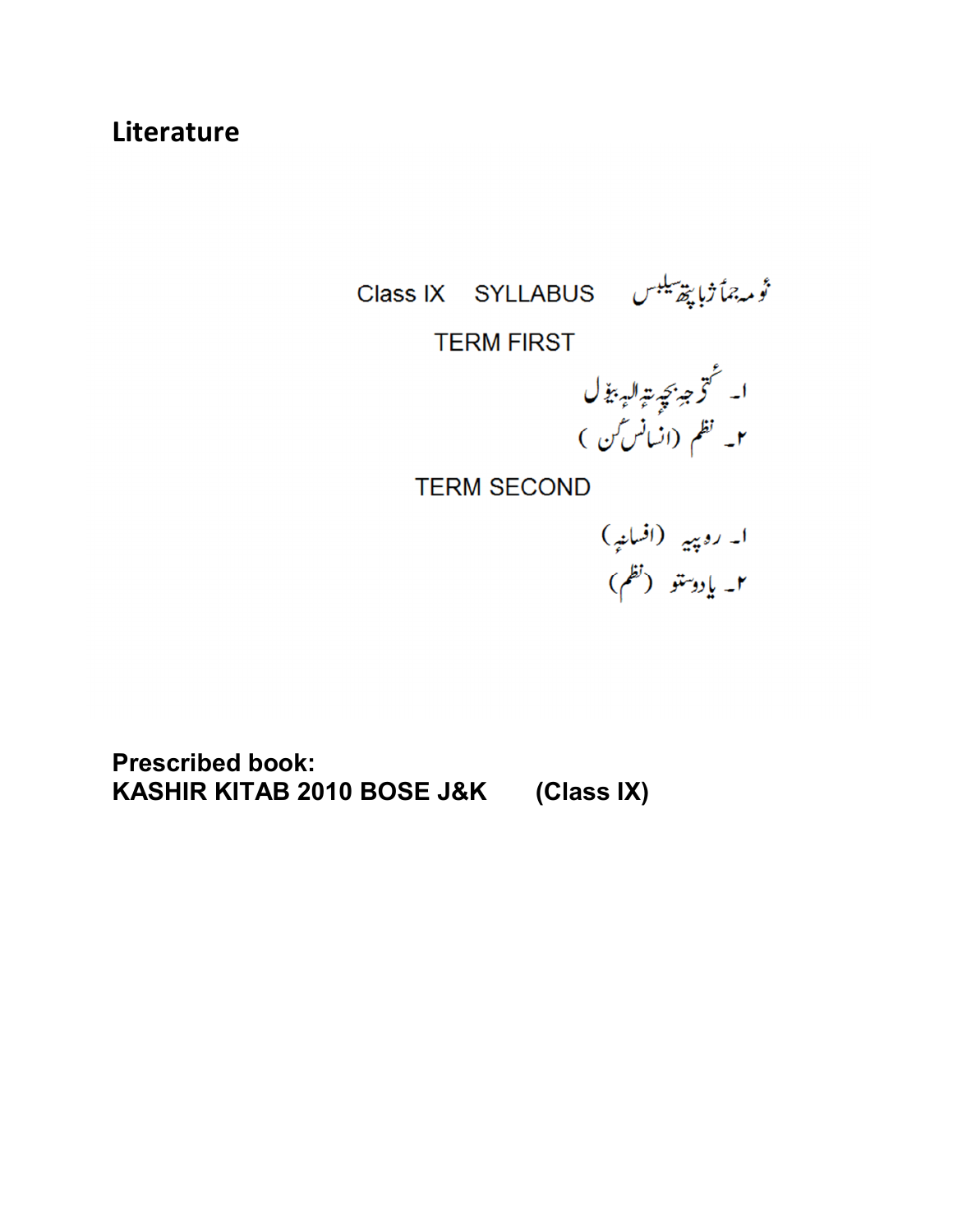## Literature

Class IX SYLLABUS نومہ جماعژ باپتھ سیلبس

TERM FIRST

۱۔ کتر جہ بچہ تہ الہ بوٚل
۲۔ نظم (انسانس گن)

TERM SECOND

۱۔ روپیہ (افسانہ)
۲۔ یادوستو (نظم)

**Prescribed book:**
**KASHIR KITAB 2010 BOSE J&K (Class IX)**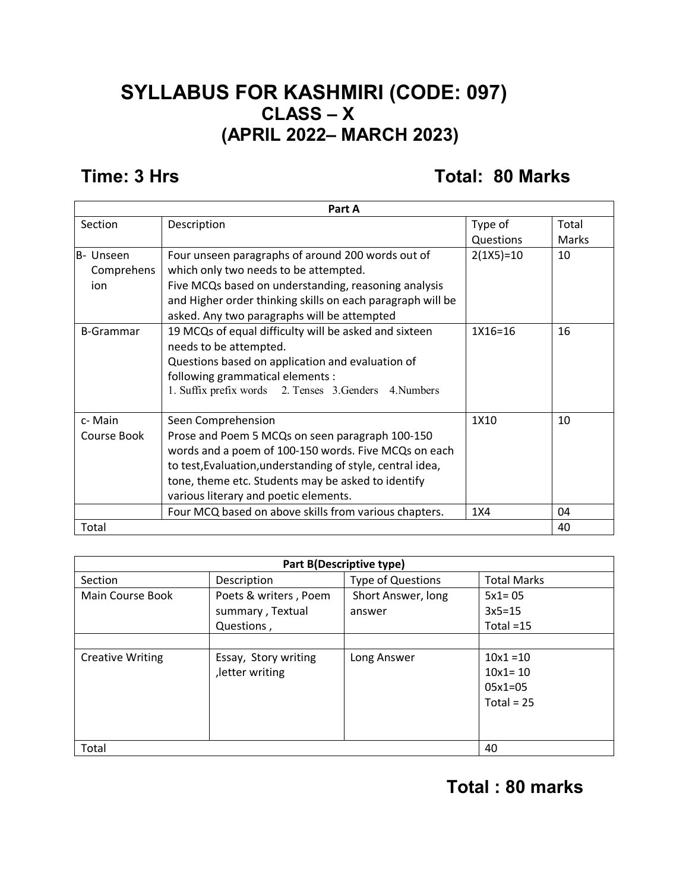# SYLLABUS FOR KASHMIRI (CODE: 097)
## CLASS – X
## (APRIL 2022– MARCH 2023)

**Time: 3 Hrs** **Total: 80 Marks**

| Part A | | | |
|---|---|---|---|
| Section | Description | Type of Questions | Total Marks |
| B- Unseen Comprehension | Four unseen paragraphs of around 200 words out of which only two needs to be attempted.<br>Five MCQs based on understanding, reasoning analysis and Higher order thinking skills on each paragraph will be asked. Any two paragraphs will be attempted | 2(1X5)=10 | 10 |
| B-Grammar | 19 MCQs of equal difficulty will be asked and sixteen needs to be attempted.<br>Questions based on application and evaluation of following grammatical elements :<br>1. Suffix prefix words 2. Tenses 3.Genders 4.Numbers | 1X16=16 | 16 |
| c- Main Course Book | Seen Comprehension<br>Prose and Poem 5 MCQs on seen paragraph 100-150 words and a poem of 100-150 words. Five MCQs on each to test,Evaluation,understanding of style, central idea, tone, theme etc. Students may be asked to identify various literary and poetic elements. | 1X10 | 10 |
| | Four MCQ based on above skills from various chapters. | 1X4 | 04 |
| Total | | | 40 |

| Part B(Descriptive type) | | | |
|---|---|---|---|
| Section | Description | Type of Questions | Total Marks |
| Main Course Book | Poets & writers , Poem summary , Textual Questions , | Short Answer, long answer | 5x1= 05<br>3x5=15<br>Total =15 |
| | | | |
| Creative Writing | Essay, Story writing ,letter writing | Long Answer | 10x1 =10<br>10x1= 10<br>05x1=05<br>Total = 25 |
| Total | | | 40 |

**Total : 80 marks**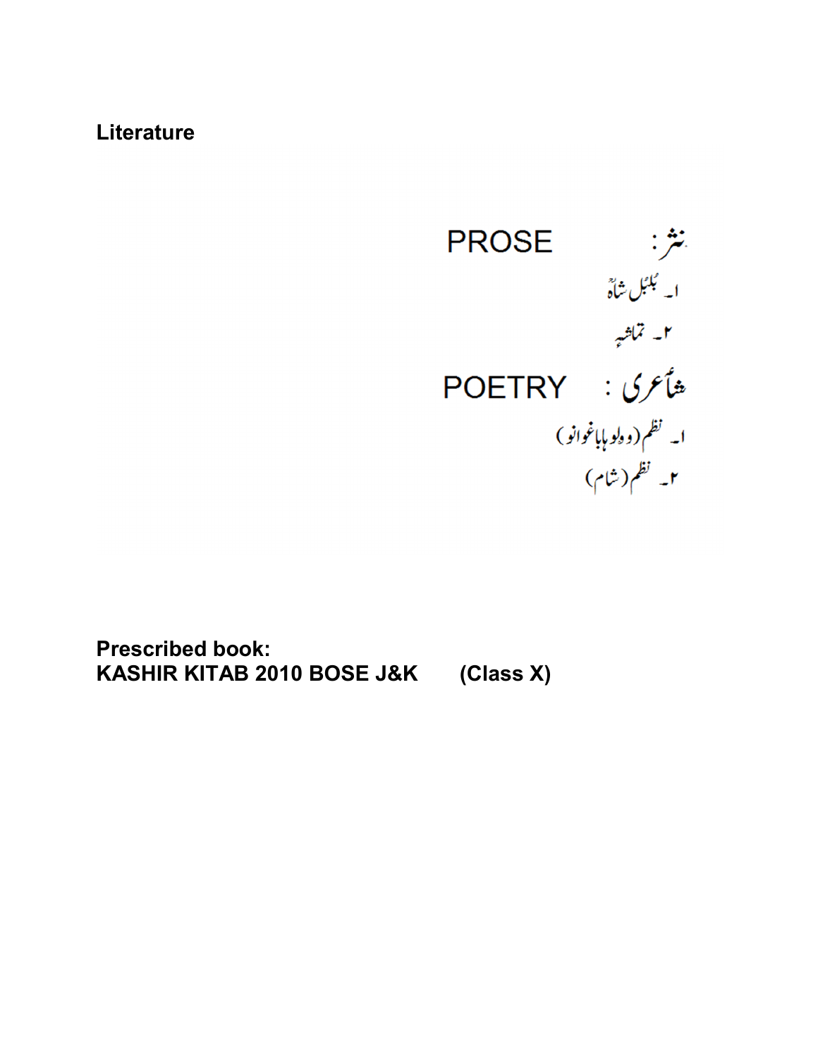**Literature**

نثر: PROSE

۱۔ بُلبُل شاہؒ

۲۔ تماشہٕ

شأعری : POETRY

۱۔ نظم (وٕلو باباغوانو)

۲۔ نظم (شام)

**Prescribed book:**
**KASHIR KITAB 2010 BOSE J&K (Class X)**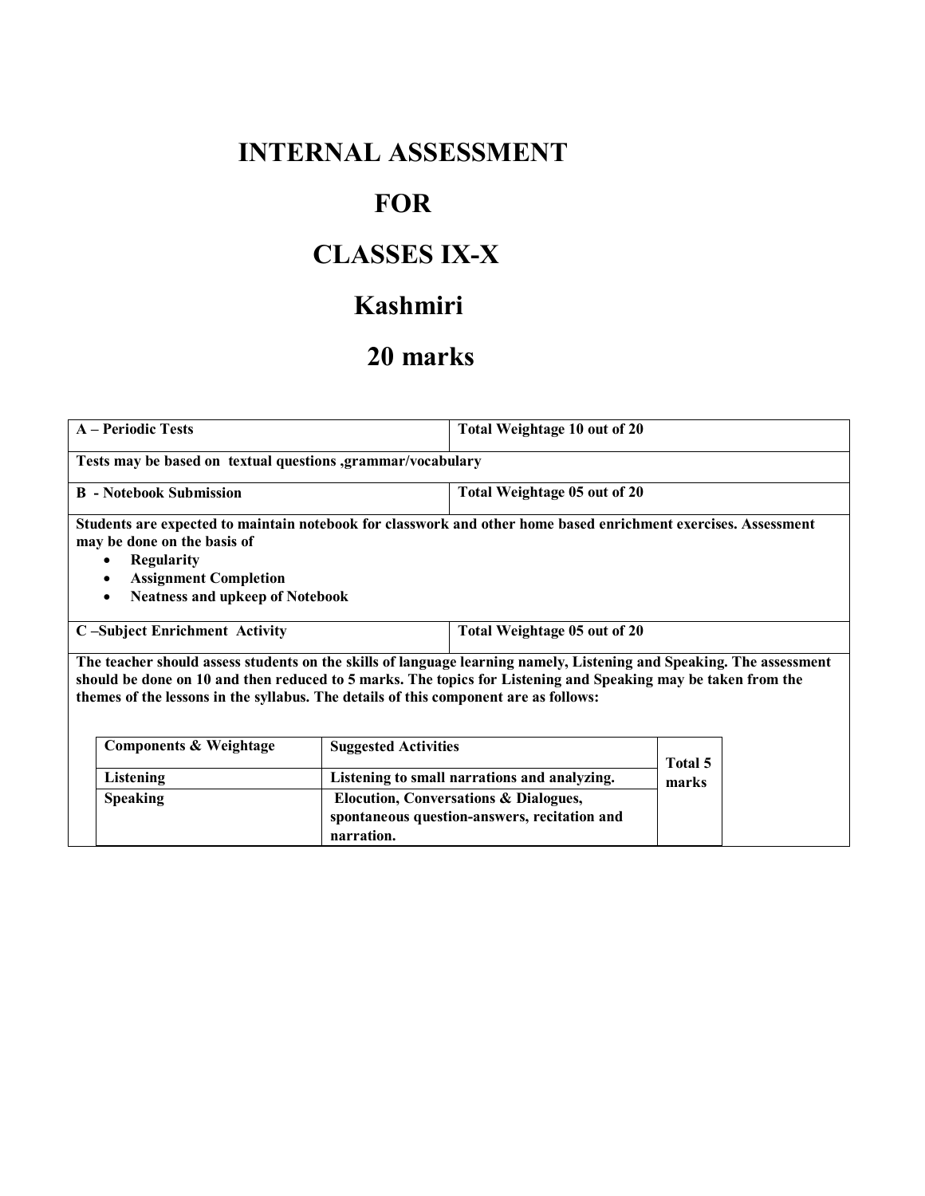# INTERNAL ASSESSMENT

# FOR

# CLASSES IX-X

# Kashmiri

# 20 marks

| **A – Periodic Tests** | **Total Weightage 10 out of 20** |
|---|---|

**Tests may be based on textual questions ,grammar/vocabulary**

| **B - Notebook Submission** | **Total Weightage 05 out of 20** |
|---|---|

**Students are expected to maintain notebook for classwork and other home based enrichment exercises. Assessment may be done on the basis of**

- **Regularity**
- **Assignment Completion**
- **Neatness and upkeep of Notebook**

| **C –Subject Enrichment Activity** | **Total Weightage 05 out of 20** |
|---|---|

**The teacher should assess students on the skills of language learning namely, Listening and Speaking. The assessment should be done on 10 and then reduced to 5 marks. The topics for Listening and Speaking may be taken from the themes of the lessons in the syllabus. The details of this component are as follows:**

| **Components & Weightage** | **Suggested Activities** | |
|---|---|---|
| **Listening** | **Listening to small narrations and analyzing.** | **Total 5 marks** |
| **Speaking** | **Elocution, Conversations & Dialogues, spontaneous question-answers, recitation and narration.** | |